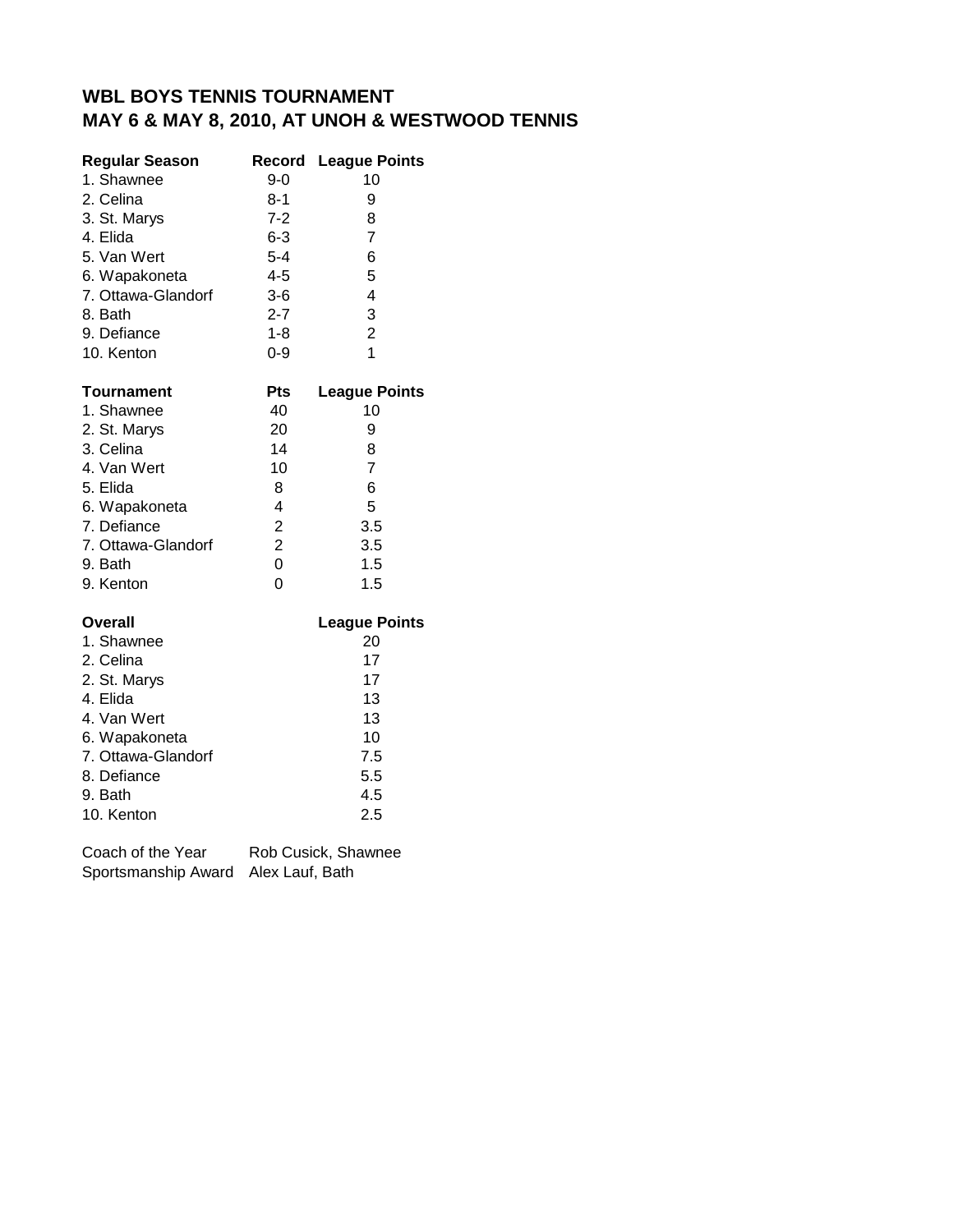# WBL BOYS TENNIS TOURNAMENT
# MAY 6 & MAY 8, 2010, AT UNOH & WESTWOOD TENNIS

| Regular Season | Record | League Points |
|---|---|---|
| 1. Shawnee | 9-0 | 10 |
| 2. Celina | 8-1 | 9 |
| 3. St. Marys | 7-2 | 8 |
| 4. Elida | 6-3 | 7 |
| 5. Van Wert | 5-4 | 6 |
| 6. Wapakoneta | 4-5 | 5 |
| 7. Ottawa-Glandorf | 3-6 | 4 |
| 8. Bath | 2-7 | 3 |
| 9. Defiance | 1-8 | 2 |
| 10. Kenton | 0-9 | 1 |

| Tournament | Pts | League Points |
|---|---|---|
| 1. Shawnee | 40 | 10 |
| 2. St. Marys | 20 | 9 |
| 3. Celina | 14 | 8 |
| 4. Van Wert | 10 | 7 |
| 5. Elida | 8 | 6 |
| 6. Wapakoneta | 4 | 5 |
| 7. Defiance | 2 | 3.5 |
| 7. Ottawa-Glandorf | 2 | 3.5 |
| 9. Bath | 0 | 1.5 |
| 9. Kenton | 0 | 1.5 |

| Overall | | League Points |
|---|---|---|
| 1. Shawnee | | 20 |
| 2. Celina | | 17 |
| 2. St. Marys | | 17 |
| 4. Elida | | 13 |
| 4. Van Wert | | 13 |
| 6. Wapakoneta | | 10 |
| 7. Ottawa-Glandorf | | 7.5 |
| 8. Defiance | | 5.5 |
| 9. Bath | | 4.5 |
| 10. Kenton | | 2.5 |

Coach of the Year: Rob Cusick, Shawnee
Sportsmanship Award: Alex Lauf, Bath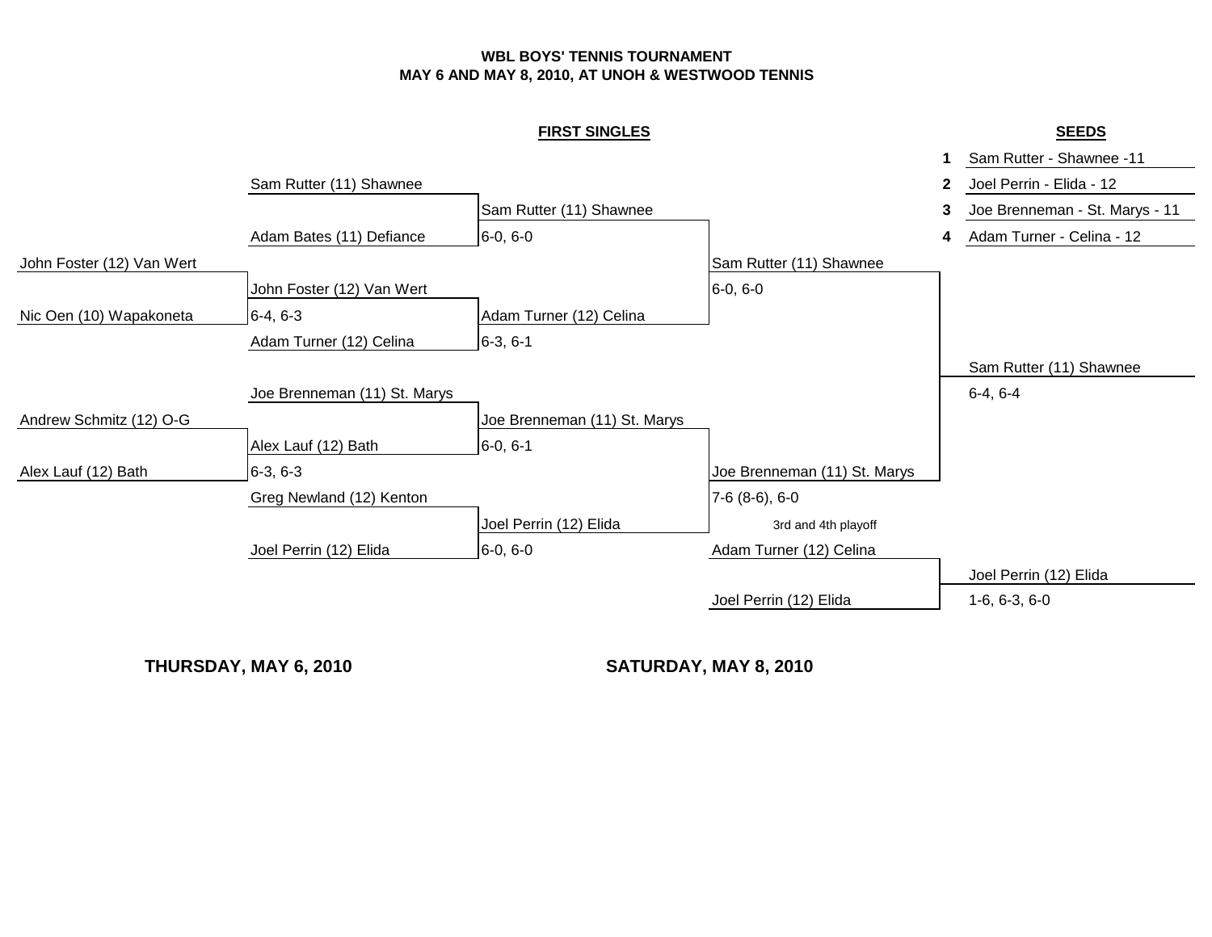**WBL BOYS' TENNIS TOURNAMENT**
**MAY 6 AND MAY 8, 2010, AT UNOH & WESTWOOD TENNIS**

## FIRST SINGLES

### SEEDS

| Seed | Player |
|---|---|
| 1 | Sam Rutter - Shawnee -11 |
| 2 | Joel Perrin - Elida - 12 |
| 3 | Joe Brenneman - St. Marys - 11 |
| 4 | Adam Turner - Celina - 12 |

### Preliminary Round

- John Foster (12) Van Wert vs. Nic Oen (10) Wapakoneta — John Foster (12) Van Wert, 6-4, 6-3
- Andrew Schmitz (12) O-G vs. Alex Lauf (12) Bath — Alex Lauf (12) Bath, 6-3, 6-3

### First Round

- Sam Rutter (11) Shawnee vs. Adam Bates (11) Defiance — Sam Rutter (11) Shawnee, 6-0, 6-0
- John Foster (12) Van Wert vs. Adam Turner (12) Celina — Adam Turner (12) Celina, 6-3, 6-1
- Joe Brenneman (11) St. Marys vs. Alex Lauf (12) Bath — Joe Brenneman (11) St. Marys, 6-0, 6-1
- Greg Newland (12) Kenton vs. Joel Perrin (12) Elida — Joel Perrin (12) Elida, 6-0, 6-0

### Semifinals

- Sam Rutter (11) Shawnee vs. Adam Turner (12) Celina — Sam Rutter (11) Shawnee, 6-0, 6-0
- Joe Brenneman (11) St. Marys vs. Joel Perrin (12) Elida — Joe Brenneman (11) St. Marys, 7-6 (8-6), 6-0

### Final

- Sam Rutter (11) Shawnee vs. Joe Brenneman (11) St. Marys — Sam Rutter (11) Shawnee, 6-4, 6-4

### 3rd and 4th playoff

- Adam Turner (12) Celina vs. Joel Perrin (12) Elida — Joel Perrin (12) Elida, 1-6, 6-3, 6-0

**THURSDAY, MAY 6, 2010** | **SATURDAY, MAY 8, 2010**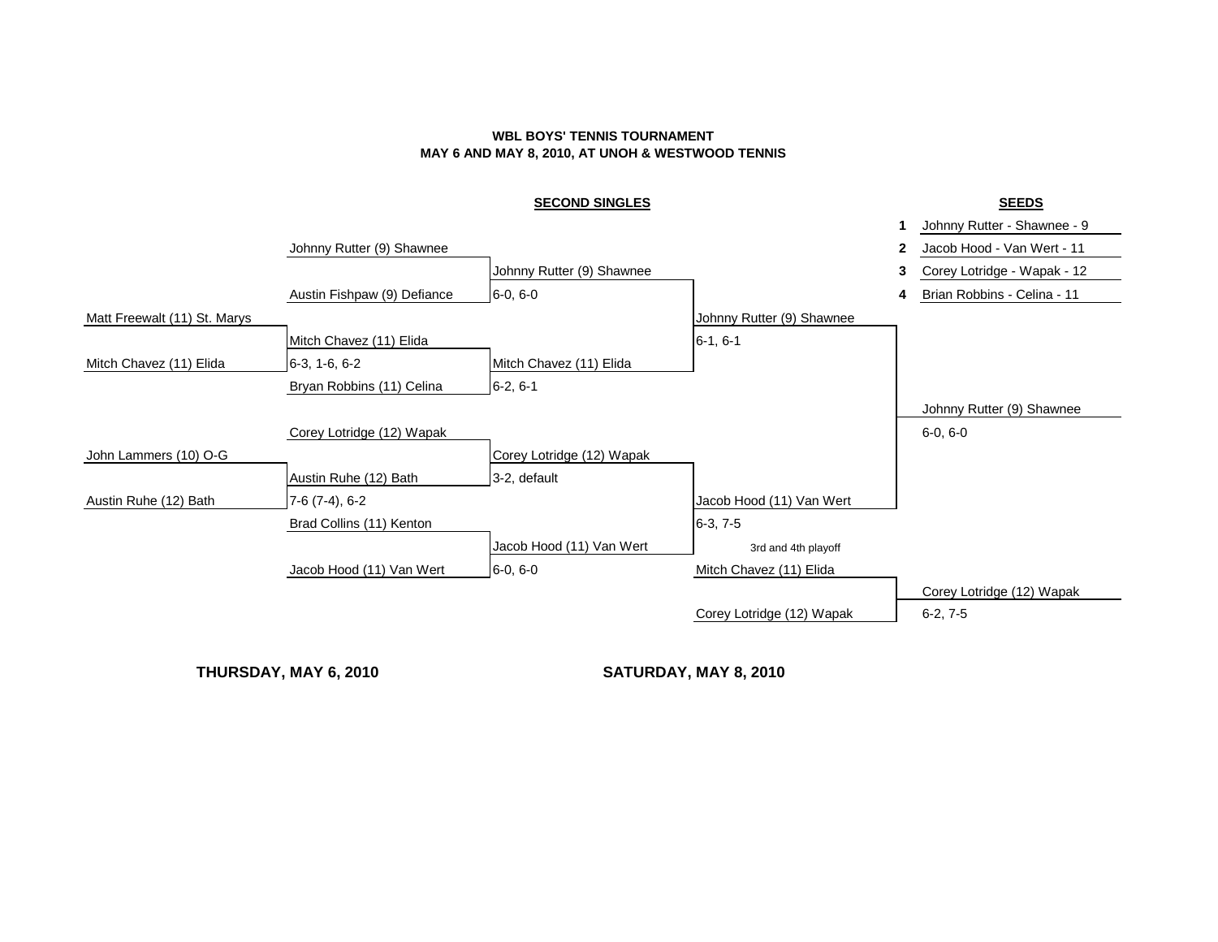**WBL BOYS' TENNIS TOURNAMENT**
**MAY 6 AND MAY 8, 2010, AT UNOH & WESTWOOD TENNIS**

## SECOND SINGLES

| Round 1 | Round 2 | Quarterfinals | Semifinals | Final |
|---|---|---|---|---|
| | Johnny Rutter (9) Shawnee | | | |
| | Austin Fishpaw (9) Defiance | Johnny Rutter (9) Shawnee, 6-0, 6-0 | | |
| Matt Freewalt (11) St. Marys | | | Johnny Rutter (9) Shawnee, 6-1, 6-1 | |
| Mitch Chavez (11) Elida | Mitch Chavez (11) Elida, 6-3, 1-6, 6-2 | | | |
| | Bryan Robbins (11) Celina | Mitch Chavez (11) Elida, 6-2, 6-1 | | |
| | | | | Johnny Rutter (9) Shawnee, 6-0, 6-0 |
| | Corey Lotridge (12) Wapak | | | |
| John Lammers (10) O-G | | Corey Lotridge (12) Wapak, 3-2, default | | |
| Austin Ruhe (12) Bath | Austin Ruhe (12) Bath, 7-6 (7-4), 6-2 | | | |
| | Brad Collins (11) Kenton | | Jacob Hood (11) Van Wert, 6-3, 7-5 | |
| | Jacob Hood (11) Van Wert | Jacob Hood (11) Van Wert, 6-0, 6-0 | | |

**3rd and 4th playoff**

| Players | Winner |
|---|---|
| Mitch Chavez (11) Elida | |
| Corey Lotridge (12) Wapak | Corey Lotridge (12) Wapak, 6-2, 7-5 |

## SEEDS

1. Johnny Rutter - Shawnee - 9
2. Jacob Hood - Van Wert - 11
3. Corey Lotridge - Wapak - 12
4. Brian Robbins - Celina - 11

**THURSDAY, MAY 6, 2010** | **SATURDAY, MAY 8, 2010**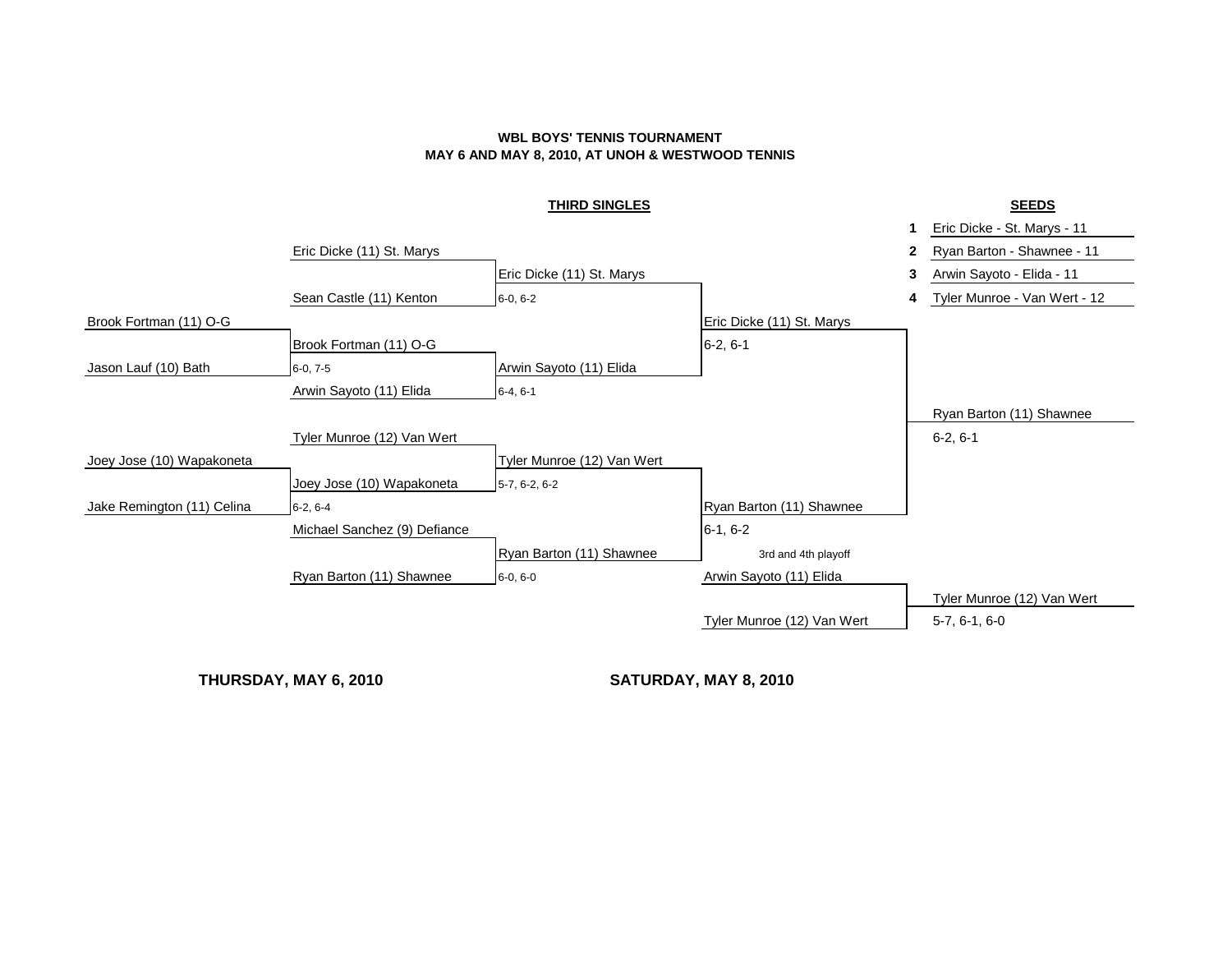**WBL BOYS' TENNIS TOURNAMENT**
**MAY 6 AND MAY 8, 2010, AT UNOH & WESTWOOD TENNIS**

## THIRD SINGLES

### SEEDS

1. Eric Dicke - St. Marys - 11
2. Ryan Barton - Shawnee - 11
3. Arwin Sayoto - Elida - 11
4. Tyler Munroe - Van Wert - 12

### Bracket

| First Round | Quarterfinals | Semifinals | Finals | Champion |
|---|---|---|---|---|
| | Eric Dicke (11) St. Marys | Eric Dicke (11) St. Marys 6-0, 6-2 | Eric Dicke (11) St. Marys 6-2, 6-1 | Ryan Barton (11) Shawnee 6-2, 6-1 |
| | Sean Castle (11) Kenton | | | |
| Brook Fortman (11) O-G | Brook Fortman (11) O-G 6-0, 7-5 | Arwin Sayoto (11) Elida 6-4, 6-1 | | |
| Jason Lauf (10) Bath | | | | |
| | Arwin Sayoto (11) Elida | | | |
| | Tyler Munroe (12) Van Wert | Tyler Munroe (12) Van Wert 5-7, 6-2, 6-2 | Ryan Barton (11) Shawnee 6-1, 6-2 | |
| Joey Jose (10) Wapakoneta | Joey Jose (10) Wapakoneta 6-2, 6-4 | | | |
| Jake Remington (11) Celina | | | | |
| | Michael Sanchez (9) Defiance | Ryan Barton (11) Shawnee 6-0, 6-0 | | |
| | Ryan Barton (11) Shawnee | | | |

### 3rd and 4th playoff

| Players | Winner |
|---|---|
| Arwin Sayoto (11) Elida | Tyler Munroe (12) Van Wert 5-7, 6-1, 6-0 |
| Tyler Munroe (12) Van Wert | |

**THURSDAY, MAY 6, 2010** | **SATURDAY, MAY 8, 2010**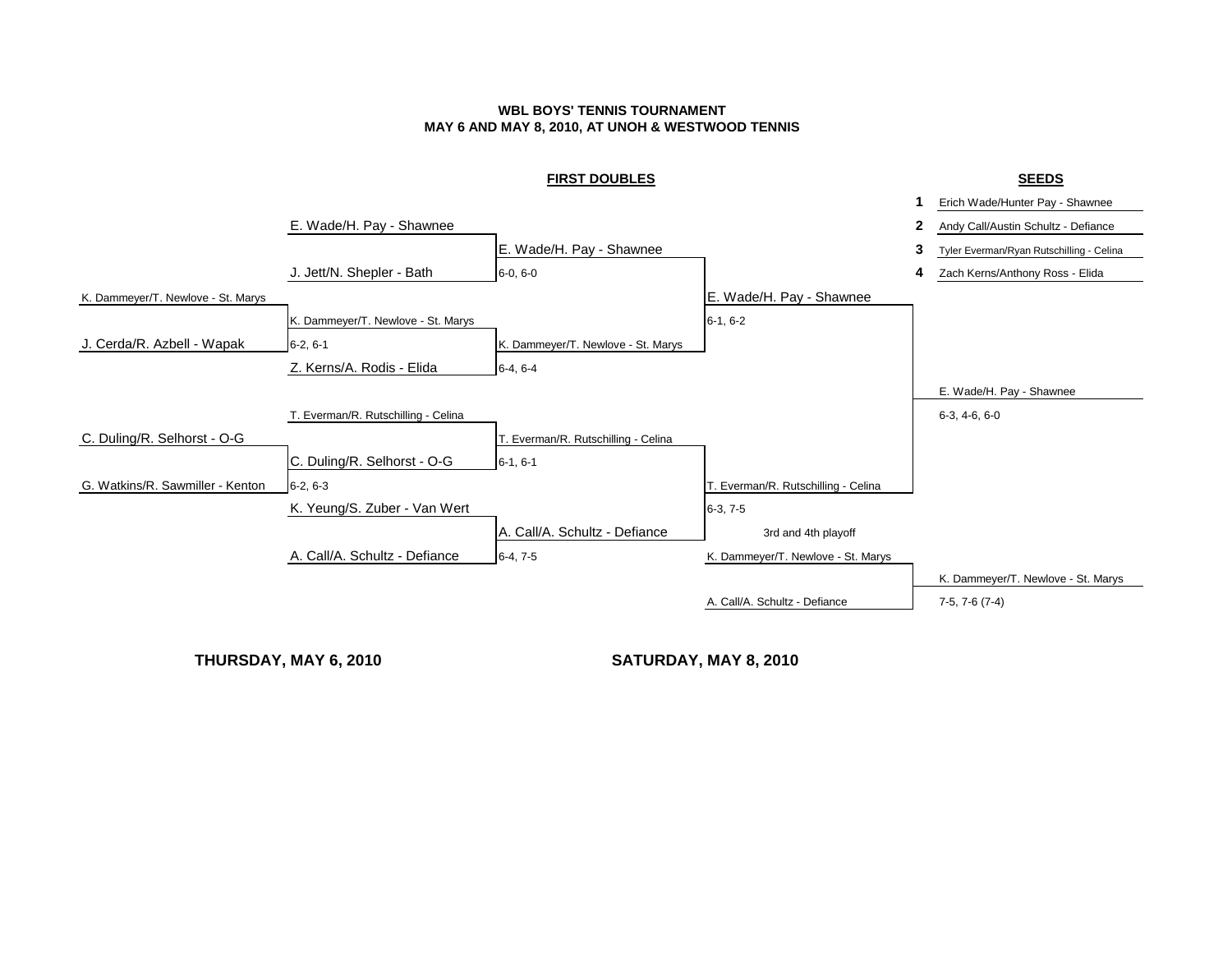**WBL BOYS' TENNIS TOURNAMENT**
**MAY 6 AND MAY 8, 2010, AT UNOH & WESTWOOD TENNIS**

## FIRST DOUBLES

### SEEDS

1. Erich Wade/Hunter Pay - Shawnee
2. Andy Call/Austin Schultz - Defiance
3. Tyler Everman/Ryan Rutschilling - Celina
4. Zach Kerns/Anthony Ross - Elida

### THURSDAY, MAY 6, 2010

**Preliminary round**

- K. Dammeyer/T. Newlove - St. Marys vs. J. Cerda/R. Azbell - Wapak → K. Dammeyer/T. Newlove - St. Marys, 6-2, 6-1
- C. Duling/R. Selhorst - O-G vs. G. Watkins/R. Sawmiller - Kenton → C. Duling/R. Selhorst - O-G, 6-2, 6-3

**First round**

- E. Wade/H. Pay - Shawnee vs. J. Jett/N. Shepler - Bath → E. Wade/H. Pay - Shawnee, 6-0, 6-0
- K. Dammeyer/T. Newlove - St. Marys vs. Z. Kerns/A. Rodis - Elida → K. Dammeyer/T. Newlove - St. Marys, 6-4, 6-4
- T. Everman/R. Rutschilling - Celina vs. C. Duling/R. Selhorst - O-G → T. Everman/R. Rutschilling - Celina, 6-1, 6-1
- K. Yeung/S. Zuber - Van Wert vs. A. Call/A. Schultz - Defiance → A. Call/A. Schultz - Defiance, 6-4, 7-5

### SATURDAY, MAY 8, 2010

**Semifinals**

- E. Wade/H. Pay - Shawnee vs. K. Dammeyer/T. Newlove - St. Marys → E. Wade/H. Pay - Shawnee, 6-1, 6-2
- T. Everman/R. Rutschilling - Celina vs. A. Call/A. Schultz - Defiance → T. Everman/R. Rutschilling - Celina, 6-3, 7-5

**Final**

- E. Wade/H. Pay - Shawnee vs. T. Everman/R. Rutschilling - Celina → E. Wade/H. Pay - Shawnee, 6-3, 4-6, 6-0

**3rd and 4th playoff**

- K. Dammeyer/T. Newlove - St. Marys vs. A. Call/A. Schultz - Defiance → K. Dammeyer/T. Newlove - St. Marys, 7-5, 7-6 (7-4)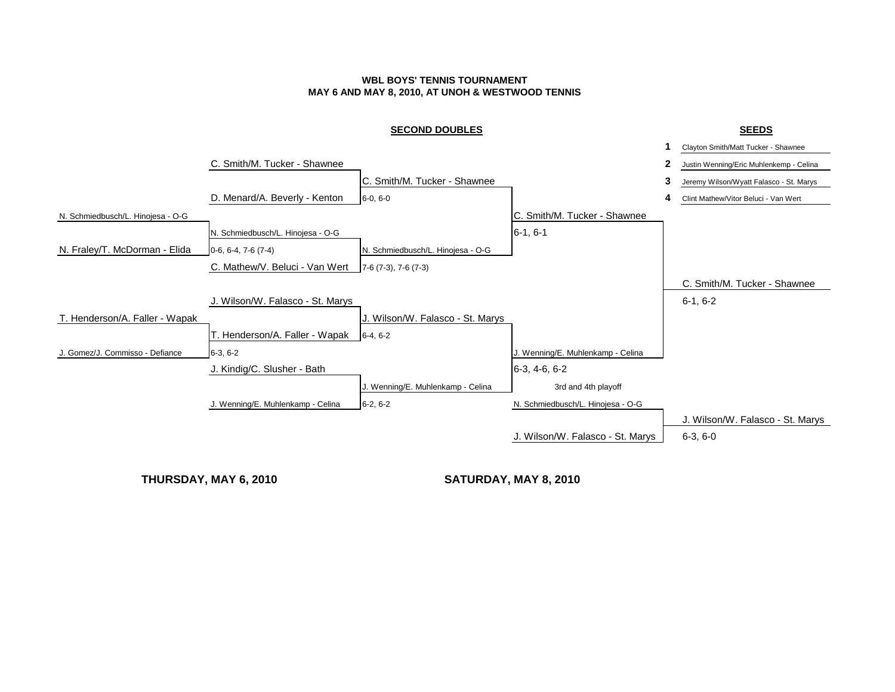**WBL BOYS' TENNIS TOURNAMENT**
**MAY 6 AND MAY 8, 2010, AT UNOH & WESTWOOD TENNIS**

## SECOND DOUBLES

### SEEDS

1. Clayton Smith/Matt Tucker - Shawnee
2. Justin Wenning/Eric Muhlenkemp - Celina
3. Jeremy Wilson/Wyatt Falasco - St. Marys
4. Clint Mathew/Vitor Beluci - Van Wert

**First Round (Thursday, May 6, 2010)**

- N. Schmiedbusch/L. Hinojesa - O-G vs. N. Fraley/T. McDorman - Elida → N. Schmiedbusch/L. Hinojesa - O-G, 0-6, 6-4, 7-6 (7-4)
- T. Henderson/A. Faller - Wapak vs. J. Gomez/J. Commisso - Defiance → T. Henderson/A. Faller - Wapak, 6-3, 6-2

**Quarterfinals**

- C. Smith/M. Tucker - Shawnee vs. D. Menard/A. Beverly - Kenton → C. Smith/M. Tucker - Shawnee, 6-0, 6-0
- N. Schmiedbusch/L. Hinojesa - O-G vs. C. Mathew/V. Beluci - Van Wert → N. Schmiedbusch/L. Hinojesa - O-G, 7-6 (7-3), 7-6 (7-3)
- J. Wilson/W. Falasco - St. Marys vs. T. Henderson/A. Faller - Wapak → J. Wilson/W. Falasco - St. Marys, 6-4, 6-2
- J. Kindig/C. Slusher - Bath vs. J. Wenning/E. Muhlenkamp - Celina → J. Wenning/E. Muhlenkamp - Celina, 6-2, 6-2

**Semifinals (Saturday, May 8, 2010)**

- C. Smith/M. Tucker - Shawnee, 6-1, 6-1
- J. Wenning/E. Muhlenkamp - Celina, 6-3, 4-6, 6-2

**Final**

- C. Smith/M. Tucker - Shawnee, 6-1, 6-2

**3rd and 4th playoff**

- N. Schmiedbusch/L. Hinojesa - O-G vs. J. Wilson/W. Falasco - St. Marys → J. Wilson/W. Falasco - St. Marys, 6-3, 6-0

**THURSDAY, MAY 6, 2010** — **SATURDAY, MAY 8, 2010**